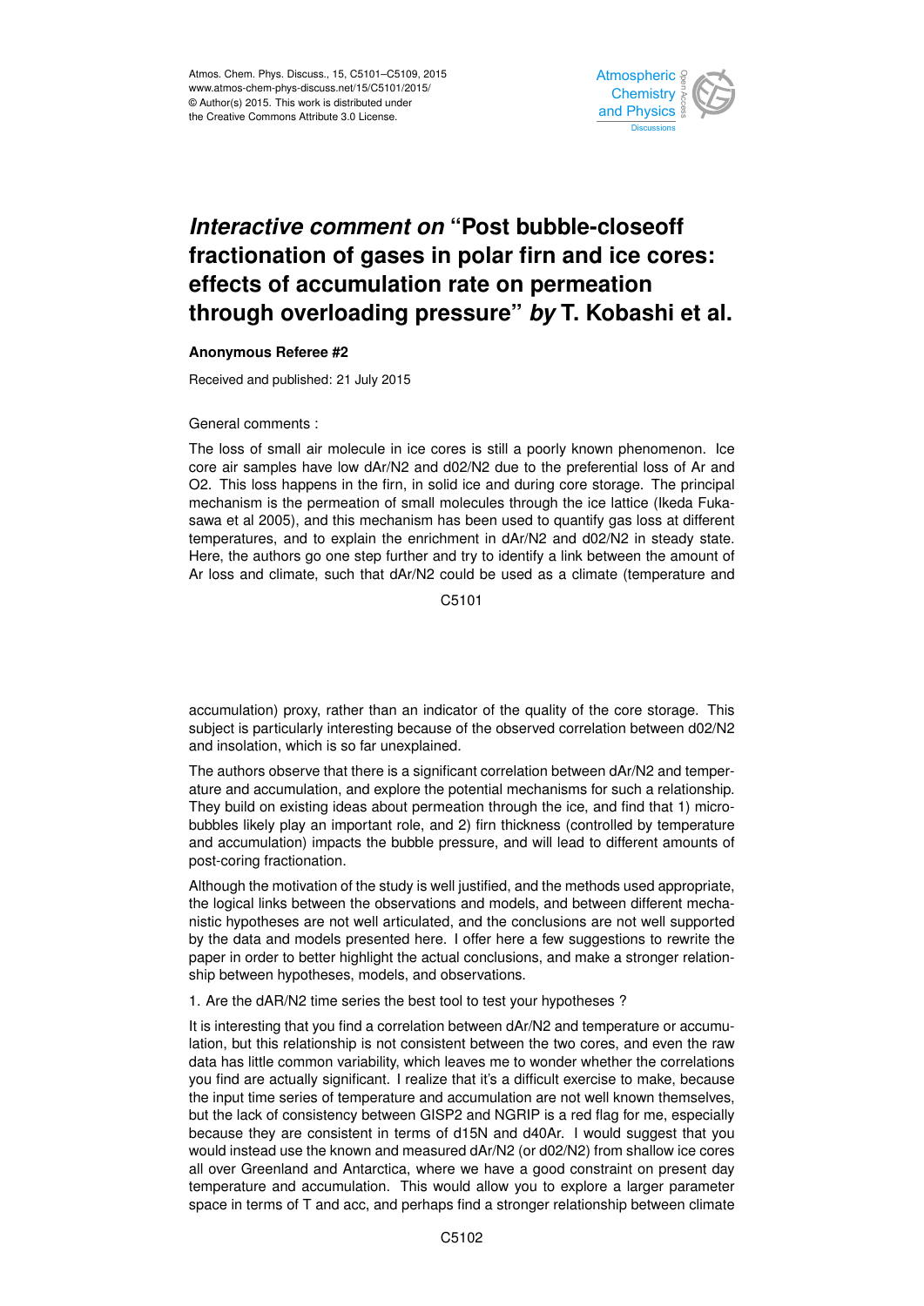# *Interactive comment on* "Post bubble-closeoff fractionation of gases in polar firn and ice cores: effects of accumulation rate on permeation through overloading pressure" *by* T. Kobashi et al.

**Anonymous Referee #2**

Received and published: 21 July 2015

General comments :

The loss of small air molecule in ice cores is still a poorly known phenomenon. Ice core air samples have low dAr/N2 and d02/N2 due to the preferential loss of Ar and O2. This loss happens in the firn, in solid ice and during core storage. The principal mechanism is the permeation of small molecules through the ice lattice (Ikeda Fukasawa et al 2005), and this mechanism has been used to quantify gas loss at different temperatures, and to explain the enrichment in dAr/N2 and d02/N2 in steady state. Here, the authors go one step further and try to identify a link between the amount of Ar loss and climate, such that dAr/N2 could be used as a climate (temperature and accumulation) proxy, rather than an indicator of the quality of the core storage. This subject is particularly interesting because of the observed correlation between d02/N2 and insolation, which is so far unexplained.

The authors observe that there is a significant correlation between dAr/N2 and temperature and accumulation, and explore the potential mechanisms for such a relationship. They build on existing ideas about permeation through the ice, and find that 1) microbubbles likely play an important role, and 2) firn thickness (controlled by temperature and accumulation) impacts the bubble pressure, and will lead to different amounts of post-coring fractionation.

Although the motivation of the study is well justified, and the methods used appropriate, the logical links between the observations and models, and between different mechanistic hypotheses are not well articulated, and the conclusions are not well supported by the data and models presented here. I offer here a few suggestions to rewrite the paper in order to better highlight the actual conclusions, and make a stronger relationship between hypotheses, models, and observations.

1. Are the dAR/N2 time series the best tool to test your hypotheses ?

It is interesting that you find a correlation between dAr/N2 and temperature or accumulation, but this relationship is not consistent between the two cores, and even the raw data has little common variability, which leaves me to wonder whether the correlations you find are actually significant. I realize that it's a difficult exercise to make, because the input time series of temperature and accumulation are not well known themselves, but the lack of consistency between GISP2 and NGRIP is a red flag for me, especially because they are consistent in terms of d15N and d40Ar. I would suggest that you would instead use the known and measured dAr/N2 (or d02/N2) from shallow ice cores all over Greenland and Antarctica, where we have a good constraint on present day temperature and accumulation. This would allow you to explore a larger parameter space in terms of T and acc, and perhaps find a stronger relationship between climate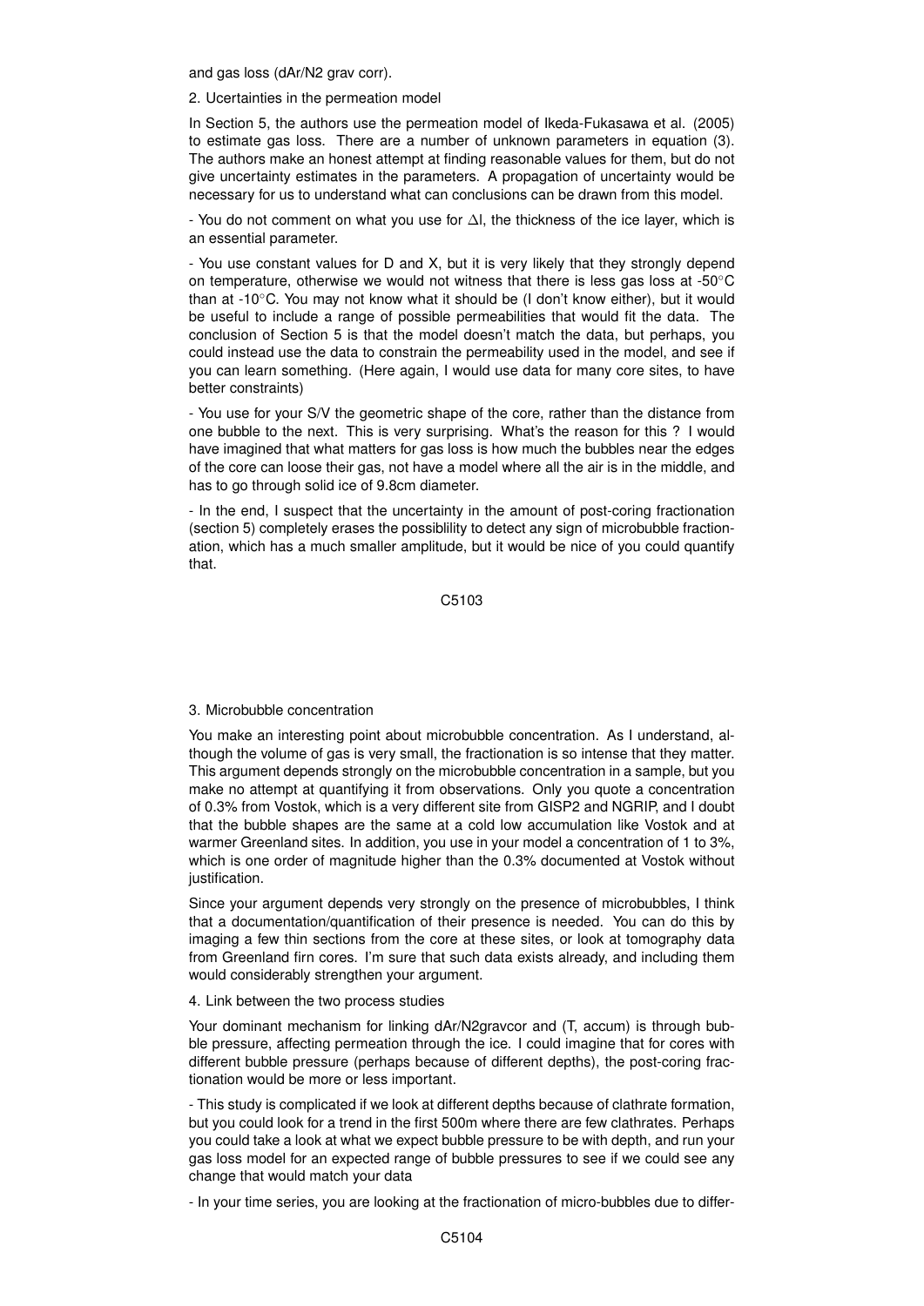and gas loss (dAr/N2 grav corr).

2. Ucertainties in the permeation model

In Section 5, the authors use the permeation model of Ikeda-Fukasawa et al. (2005) to estimate gas loss. There are a number of unknown parameters in equation (3). The authors make an honest attempt at finding reasonable values for them, but do not give uncertainty estimates in the parameters. A propagation of uncertainty would be necessary for us to understand what can conclusions can be drawn from this model.

- You do not comment on what you use for $\Delta$l, the thickness of the ice layer, which is an essential parameter.

- You use constant values for D and X, but it is very likely that they strongly depend on temperature, otherwise we would not witness that there is less gas loss at -50°C than at -10°C. You may not know what it should be (I don't know either), but it would be useful to include a range of possible permeabilities that would fit the data. The conclusion of Section 5 is that the model doesn't match the data, but perhaps, you could instead use the data to constrain the permeability used in the model, and see if you can learn something. (Here again, I would use data for many core sites, to have better constraints)

- You use for your S/V the geometric shape of the core, rather than the distance from one bubble to the next. This is very surprising. What's the reason for this ? I would have imagined that what matters for gas loss is how much the bubbles near the edges of the core can loose their gas, not have a model where all the air is in the middle, and has to go through solid ice of 9.8cm diameter.

- In the end, I suspect that the uncertainty in the amount of post-coring fractionation (section 5) completely erases the possiblility to detect any sign of microbubble fractionation, which has a much smaller amplitude, but it would be nice of you could quantify that.

3. Microbubble concentration

You make an interesting point about microbubble concentration. As I understand, although the volume of gas is very small, the fractionation is so intense that they matter. This argument depends strongly on the microbubble concentration in a sample, but you make no attempt at quantifying it from observations. Only you quote a concentration of 0.3% from Vostok, which is a very different site from GISP2 and NGRIP, and I doubt that the bubble shapes are the same at a cold low accumulation like Vostok and at warmer Greenland sites. In addition, you use in your model a concentration of 1 to 3%, which is one order of magnitude higher than the 0.3% documented at Vostok without justification.

Since your argument depends very strongly on the presence of microbubbles, I think that a documentation/quantification of their presence is needed. You can do this by imaging a few thin sections from the core at these sites, or look at tomography data from Greenland firn cores. I'm sure that such data exists already, and including them would considerably strengthen your argument.

4. Link between the two process studies

Your dominant mechanism for linking dAr/N2gravcor and (T, accum) is through bubble pressure, affecting permeation through the ice. I could imagine that for cores with different bubble pressure (perhaps because of different depths), the post-coring fractionation would be more or less important.

- This study is complicated if we look at different depths because of clathrate formation, but you could look for a trend in the first 500m where there are few clathrates. Perhaps you could take a look at what we expect bubble pressure to be with depth, and run your gas loss model for an expected range of bubble pressures to see if we could see any change that would match your data

- In your time series, you are looking at the fractionation of micro-bubbles due to differ-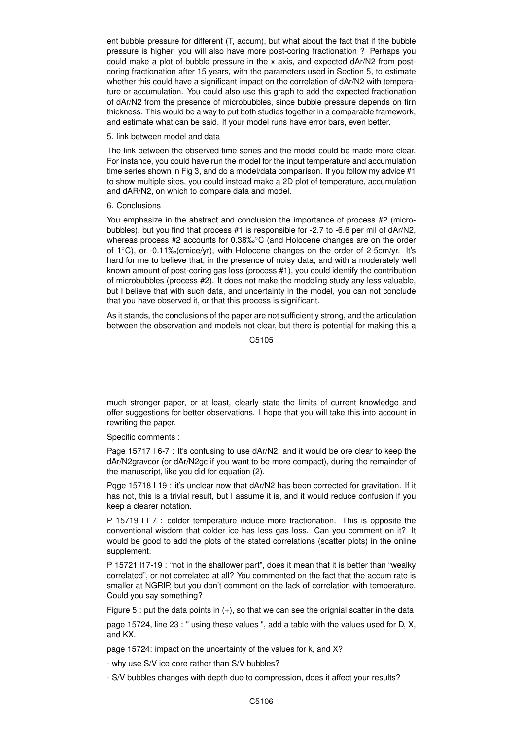ent bubble pressure for different (T, accum), but what about the fact that if the bubble pressure is higher, you will also have more post-coring fractionation ? Perhaps you could make a plot of bubble pressure in the x axis, and expected dAr/N2 from post-coring fractionation after 15 years, with the parameters used in Section 5, to estimate whether this could have a significant impact on the correlation of dAr/N2 with temperature or accumulation. You could also use this graph to add the expected fractionation of dAr/N2 from the presence of microbubbles, since bubble pressure depends on firn thickness. This would be a way to put both studies together in a comparable framework, and estimate what can be said. If your model runs have error bars, even better.

5. link between model and data

The link between the observed time series and the model could be made more clear. For instance, you could have run the model for the input temperature and accumulation time series shown in Fig 3, and do a model/data comparison. If you follow my advice #1 to show multiple sites, you could instead make a 2D plot of temperature, accumulation and dAR/N2, on which to compare data and model.

6. Conclusions

You emphasize in the abstract and conclusion the importance of process #2 (microbubbles), but you find that process #1 is responsible for -2.7 to -6.6 per mil of dAr/N2, whereas process #2 accounts for 0.38‰°C (and Holocene changes are on the order of 1°C), or -0.11‰(cmice/yr), with Holocene changes on the order of 2-5cm/yr. It's hard for me to believe that, in the presence of noisy data, and with a moderately well known amount of post-coring gas loss (process #1), you could identify the contribution of microbubbles (process #2). It does not make the modeling study any less valuable, but I believe that with such data, and uncertainty in the model, you can not conclude that you have observed it, or that this process is significant.

As it stands, the conclusions of the paper are not sufficiently strong, and the articulation between the observation and models not clear, but there is potential for making this a much stronger paper, or at least, clearly state the limits of current knowledge and offer suggestions for better observations. I hope that you will take this into account in rewriting the paper.

Specific comments :

Page 15717 l 6-7 : It's confusing to use dAr/N2, and it would be ore clear to keep the dAr/N2gravcor (or dAr/N2gc if you want to be more compact), during the remainder of the manuscript, like you did for equation (2).

Pqge 15718 l 19 : it's unclear now that dAr/N2 has been corrected for gravitation. If it has not, this is a trivial result, but I assume it is, and it would reduce confusion if you keep a clearer notation.

P 15719 l l 7 : colder temperature induce more fractionation. This is opposite the conventional wisdom that colder ice has less gas loss. Can you comment on it? It would be good to add the plots of the stated correlations (scatter plots) in the online supplement.

P 15721 l17-19 : "not in the shallower part", does it mean that it is better than "wealky correlated", or not correlated at all? You commented on the fact that the accum rate is smaller at NGRIP, but you don't comment on the lack of correlation with temperature. Could you say something?

Figure 5 : put the data points in (+), so that we can see the orignial scatter in the data

page 15724, line 23 : " using these values ", add a table with the values used for D, X, and KX.

page 15724: impact on the uncertainty of the values for k, and X?

- why use S/V ice core rather than S/V bubbles?

- S/V bubbles changes with depth due to compression, does it affect your results?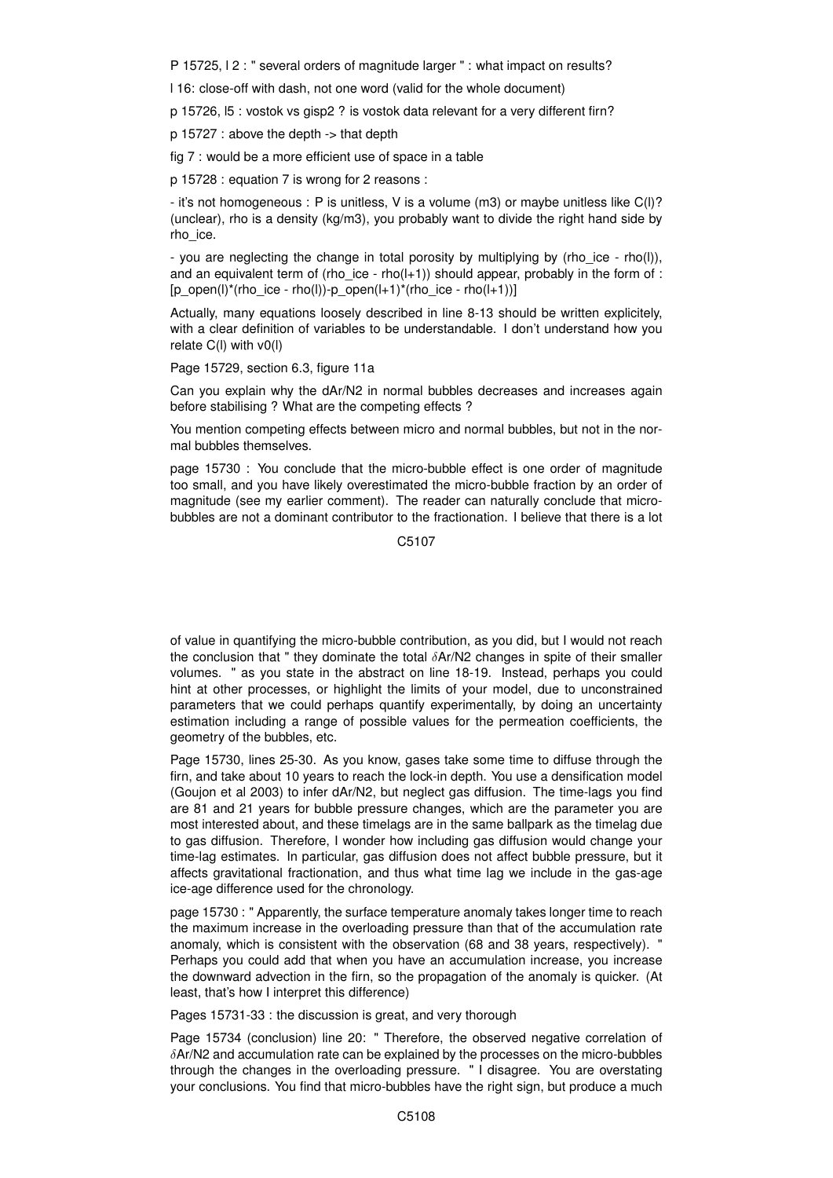P 15725, l 2 : " several orders of magnitude larger " : what impact on results?

l 16: close-off with dash, not one word (valid for the whole document)

p 15726, l5 : vostok vs gisp2 ? is vostok data relevant for a very different firn?

p 15727 : above the depth -> that depth

fig 7 : would be a more efficient use of space in a table

p 15728 : equation 7 is wrong for 2 reasons :

- it's not homogeneous : P is unitless, V is a volume (m3) or maybe unitless like C(l)? (unclear), rho is a density (kg/m3), you probably want to divide the right hand side by rho_ice.

- you are neglecting the change in total porosity by multiplying by (rho_ice - rho(l)), and an equivalent term of (rho_ice - rho(l+1)) should appear, probably in the form of : [p_open(l)*(rho_ice - rho(l))-p_open(l+1)*(rho_ice - rho(l+1))]

Actually, many equations loosely described in line 8-13 should be written explicitely, with a clear definition of variables to be understandable. I don't understand how you relate C(l) with v0(l)

Page 15729, section 6.3, figure 11a

Can you explain why the dAr/N2 in normal bubbles decreases and increases again before stabilising ? What are the competing effects ?

You mention competing effects between micro and normal bubbles, but not in the normal bubbles themselves.

page 15730 : You conclude that the micro-bubble effect is one order of magnitude too small, and you have likely overestimated the micro-bubble fraction by an order of magnitude (see my earlier comment). The reader can naturally conclude that micro-bubbles are not a dominant contributor to the fractionation. I believe that there is a lot

of value in quantifying the micro-bubble contribution, as you did, but I would not reach the conclusion that " they dominate the total $\delta$Ar/N2 changes in spite of their smaller volumes. " as you state in the abstract on line 18-19. Instead, perhaps you could hint at other processes, or highlight the limits of your model, due to unconstrained parameters that we could perhaps quantify experimentally, by doing an uncertainty estimation including a range of possible values for the permeation coefficients, the geometry of the bubbles, etc.

Page 15730, lines 25-30. As you know, gases take some time to diffuse through the firn, and take about 10 years to reach the lock-in depth. You use a densification model (Goujon et al 2003) to infer dAr/N2, but neglect gas diffusion. The time-lags you find are 81 and 21 years for bubble pressure changes, which are the parameter you are most interested about, and these timelags are in the same ballpark as the timelag due to gas diffusion. Therefore, I wonder how including gas diffusion would change your time-lag estimates. In particular, gas diffusion does not affect bubble pressure, but it affects gravitational fractionation, and thus what time lag we include in the gas-age ice-age difference used for the chronology.

page 15730 : " Apparently, the surface temperature anomaly takes longer time to reach the maximum increase in the overloading pressure than that of the accumulation rate anomaly, which is consistent with the observation (68 and 38 years, respectively). " Perhaps you could add that when you have an accumulation increase, you increase the downward advection in the firn, so the propagation of the anomaly is quicker. (At least, that's how I interpret this difference)

Pages 15731-33 : the discussion is great, and very thorough

Page 15734 (conclusion) line 20: " Therefore, the observed negative correlation of $\delta$Ar/N2 and accumulation rate can be explained by the processes on the micro-bubbles through the changes in the overloading pressure. " I disagree. You are overstating your conclusions. You find that micro-bubbles have the right sign, but produce a much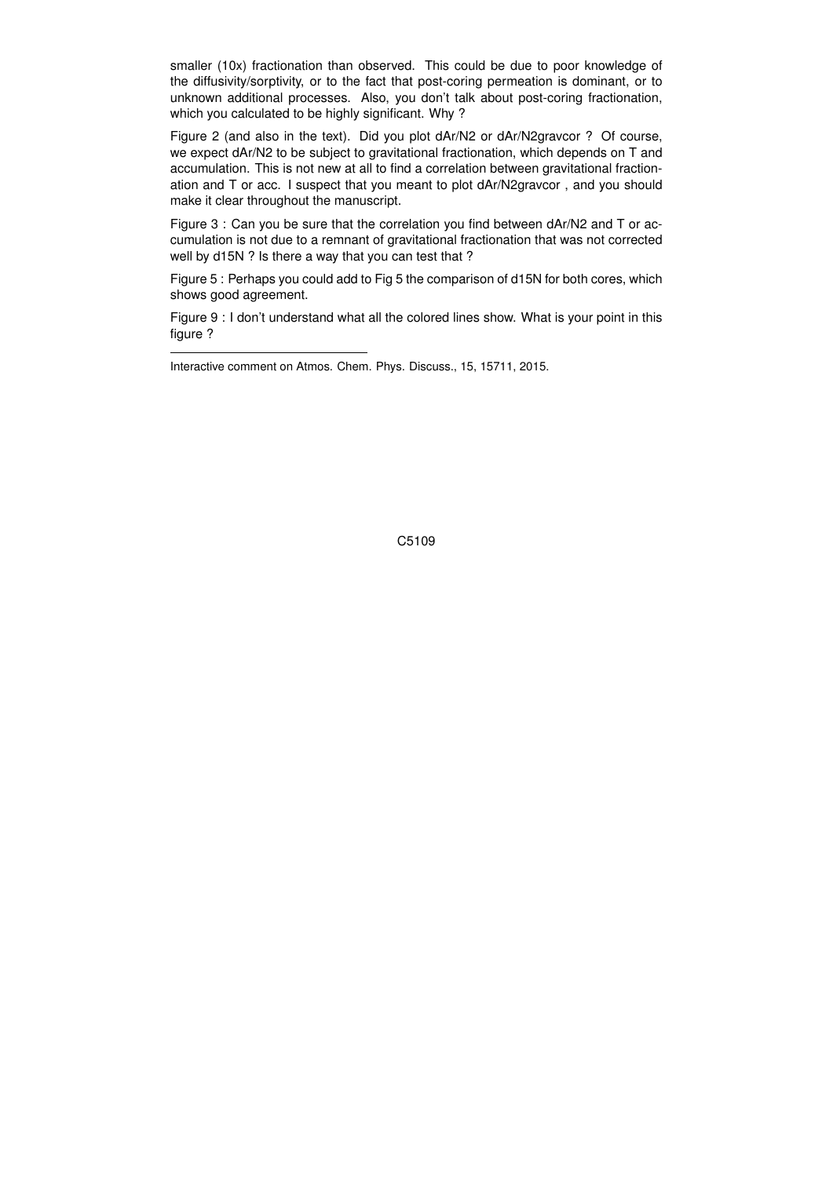smaller (10x) fractionation than observed. This could be due to poor knowledge of the diffusivity/sorptivity, or to the fact that post-coring permeation is dominant, or to unknown additional processes. Also, you don't talk about post-coring fractionation, which you calculated to be highly significant. Why ?

Figure 2 (and also in the text). Did you plot dAr/N2 or dAr/N2gravcor ? Of course, we expect dAr/N2 to be subject to gravitational fractionation, which depends on T and accumulation. This is not new at all to find a correlation between gravitational fractionation and T or acc. I suspect that you meant to plot dAr/N2gravcor , and you should make it clear throughout the manuscript.

Figure 3 : Can you be sure that the correlation you find between dAr/N2 and T or accumulation is not due to a remnant of gravitational fractionation that was not corrected well by d15N ? Is there a way that you can test that ?

Figure 5 : Perhaps you could add to Fig 5 the comparison of d15N for both cores, which shows good agreement.

Figure 9 : I don't understand what all the colored lines show. What is your point in this figure ?

---

Interactive comment on Atmos. Chem. Phys. Discuss., 15, 15711, 2015.